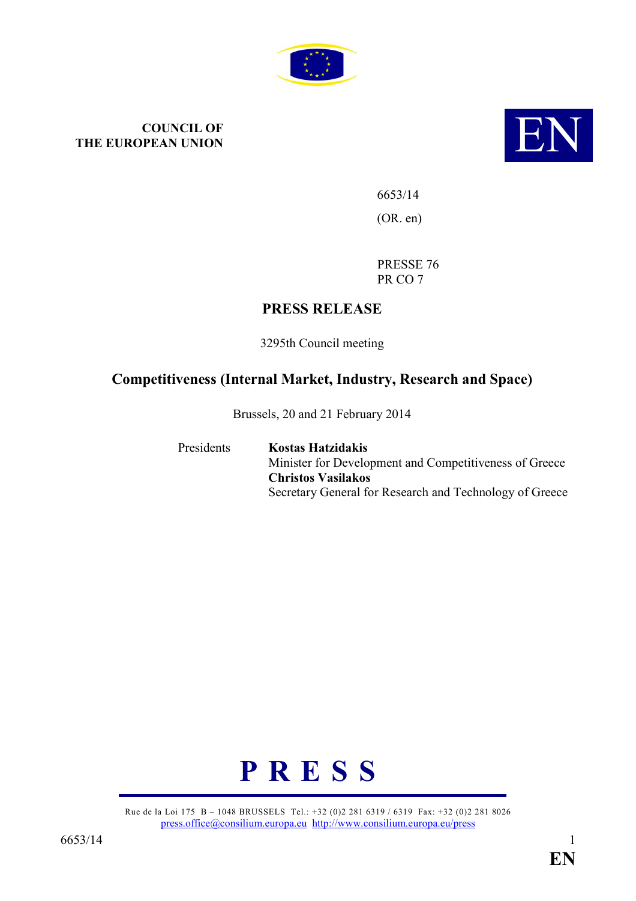**COUNCIL OF THE EUROPEAN UNION**

**EN**

6653/14

(OR. en)

PRESSE 76
PR CO 7

# PRESS RELEASE

3295th Council meeting

## Competitiveness (Internal Market, Industry, Research and Space)

Brussels, 20 and 21 February 2014

Presidents **Kostas Hatzidakis**
Minister for Development and Competitiveness of Greece
**Christos Vasilakos**
Secretary General for Research and Technology of Greece

**P R E S S**

Rue de la Loi 175 B – 1048 BRUSSELS Tel.: +32 (0)2 281 6319 / 6319 Fax: +32 (0)2 281 8026
press.office@consilium.europa.eu http://www.consilium.europa.eu/press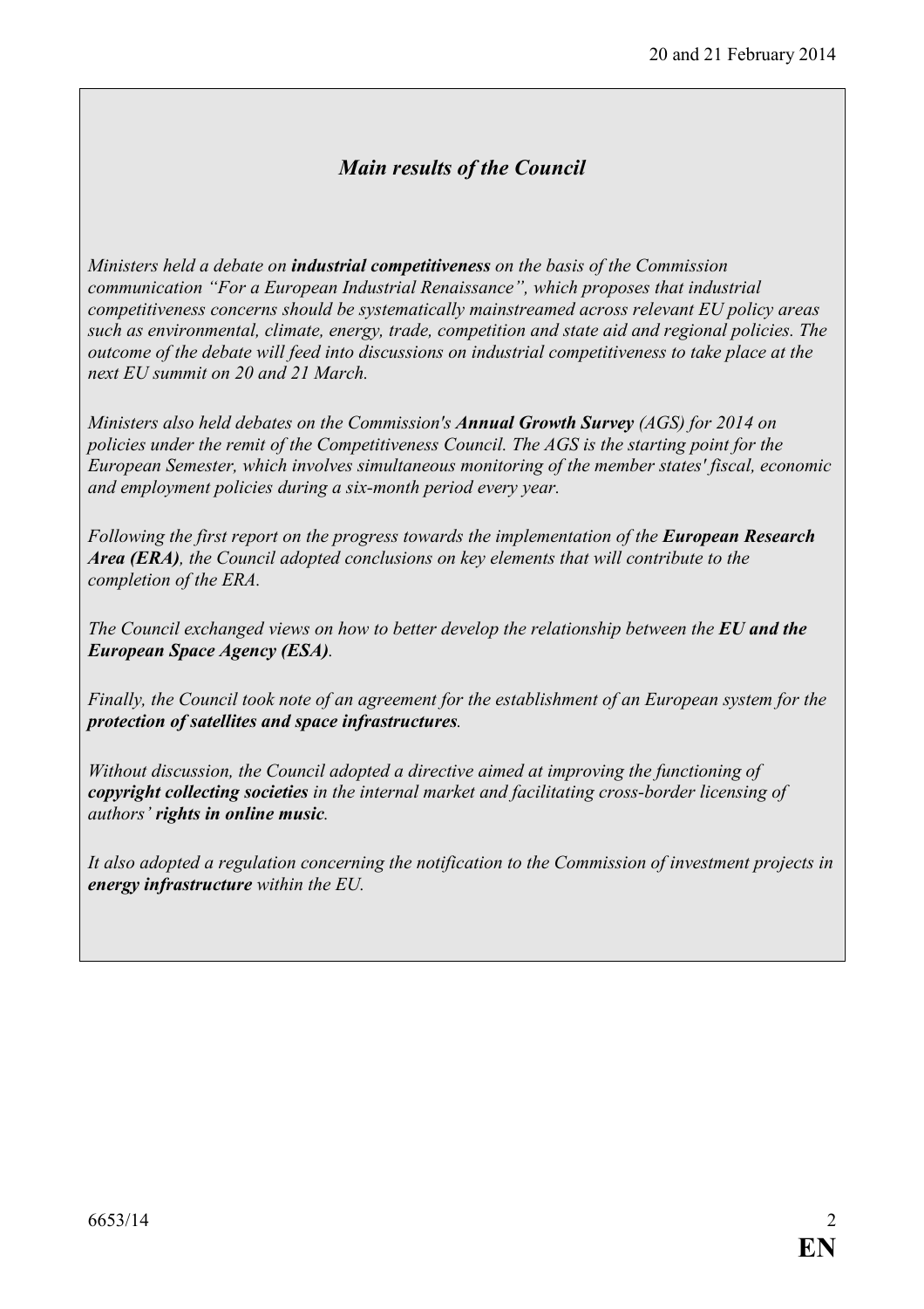## *Main results of the Council*

*Ministers held a debate on **industrial competitiveness** on the basis of the Commission communication "For a European Industrial Renaissance", which proposes that industrial competitiveness concerns should be systematically mainstreamed across relevant EU policy areas such as environmental, climate, energy, trade, competition and state aid and regional policies. The outcome of the debate will feed into discussions on industrial competitiveness to take place at the next EU summit on 20 and 21 March.*

*Ministers also held debates on the Commission's **Annual Growth Survey** (AGS) for 2014 on policies under the remit of the Competitiveness Council. The AGS is the starting point for the European Semester, which involves simultaneous monitoring of the member states' fiscal, economic and employment policies during a six-month period every year.*

*Following the first report on the progress towards the implementation of the **European Research Area (ERA)**, the Council adopted conclusions on key elements that will contribute to the completion of the ERA.*

*The Council exchanged views on how to better develop the relationship between the **EU and the European Space Agency (ESA)**.*

*Finally, the Council took note of an agreement for the establishment of an European system for the **protection of satellites and space infrastructures**.*

*Without discussion, the Council adopted a directive aimed at improving the functioning of **copyright collecting societies** in the internal market and facilitating cross-border licensing of authors' **rights in online music**.*

*It also adopted a regulation concerning the notification to the Commission of investment projects in **energy infrastructure** within the EU.*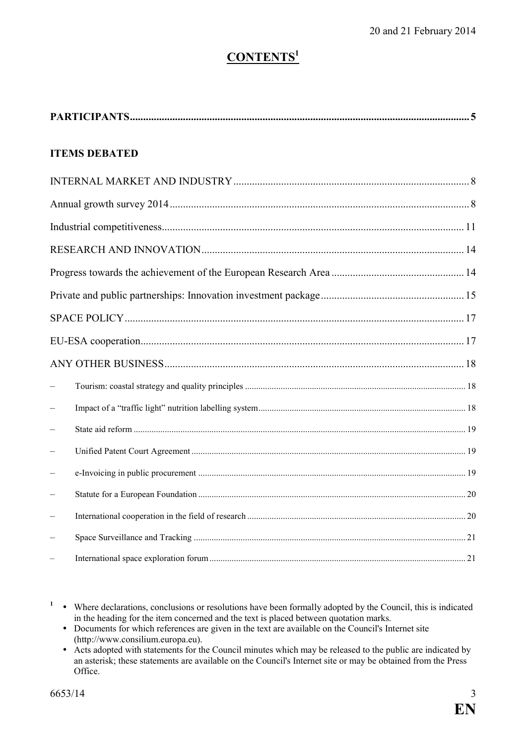20 and 21 February 2014

# CONTENTS[1]

**PARTICIPANTS** ............................................................ 5

**ITEMS DEBATED**

INTERNAL MARKET AND INDUSTRY ............................................................ 8

Annual growth survey 2014 ............................................................ 8

Industrial competitiveness ............................................................ 11

RESEARCH AND INNOVATION ............................................................ 14

Progress towards the achievement of the European Research Area ............................................................ 14

Private and public partnerships: Innovation investment package ............................................................ 15

SPACE POLICY ............................................................ 17

EU-ESA cooperation ............................................................ 17

ANY OTHER BUSINESS ............................................................ 18

– Tourism: coastal strategy and quality principles ............................................................ 18
– Impact of a "traffic light" nutrition labelling system ............................................................ 18
– State aid reform ............................................................ 19
– Unified Patent Court Agreement ............................................................ 19
– e-Invoicing in public procurement ............................................................ 19
– Statute for a European Foundation ............................................................ 20
– International cooperation in the field of research ............................................................ 20
– Space Surveillance and Tracking ............................................................ 21
– International space exploration forum ............................................................ 21

[1]
- Where declarations, conclusions or resolutions have been formally adopted by the Council, this is indicated in the heading for the item concerned and the text is placed between quotation marks.
- Documents for which references are given in the text are available on the Council's Internet site (http://www.consilium.europa.eu).
- Acts adopted with statements for the Council minutes which may be released to the public are indicated by an asterisk; these statements are available on the Council's Internet site or may be obtained from the Press Office.

6653/14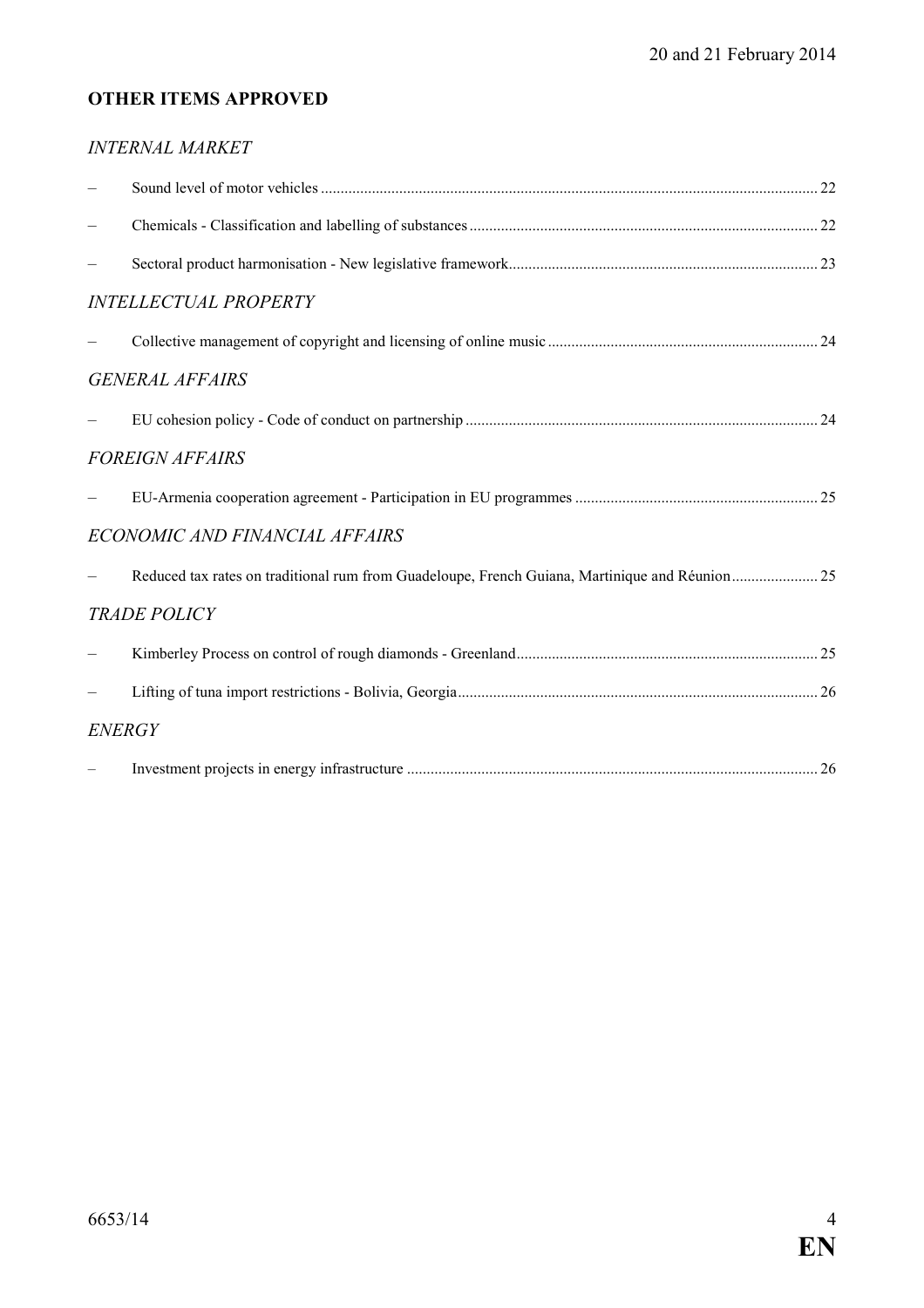## OTHER ITEMS APPROVED

### *INTERNAL MARKET*

- Sound level of motor vehicles ... 22
- Chemicals - Classification and labelling of substances ... 22
- Sectoral product harmonisation - New legislative framework ... 23

### *INTELLECTUAL PROPERTY*

- Collective management of copyright and licensing of online music ... 24

### *GENERAL AFFAIRS*

- EU cohesion policy - Code of conduct on partnership ... 24

### *FOREIGN AFFAIRS*

- EU-Armenia cooperation agreement - Participation in EU programmes ... 25

### *ECONOMIC AND FINANCIAL AFFAIRS*

- Reduced tax rates on traditional rum from Guadeloupe, French Guiana, Martinique and Réunion ... 25

### *TRADE POLICY*

- Kimberley Process on control of rough diamonds - Greenland ... 25
- Lifting of tuna import restrictions - Bolivia, Georgia ... 26

### *ENERGY*

- Investment projects in energy infrastructure ... 26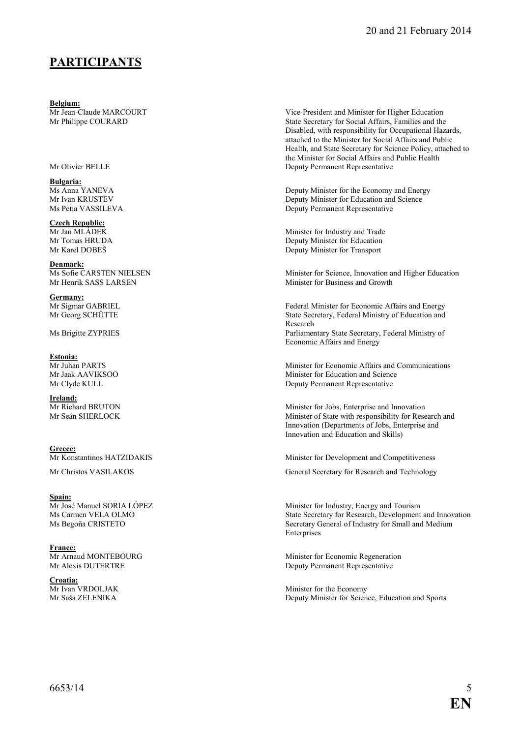20 and 21 February 2014

# PARTICIPANTS

**Belgium:**

| | |
|---|---|
| Mr Jean-Claude MARCOURT | Vice-President and Minister for Higher Education |
| Mr Philippe COURARD | State Secretary for Social Affairs, Families and the Disabled, with responsibility for Occupational Hazards, attached to the Minister for Social Affairs and Public Health, and State Secretary for Science Policy, attached to the Minister for Social Affairs and Public Health |
| Mr Olivier BELLE | Deputy Permanent Representative |

**Bulgaria:**

| | |
|---|---|
| Ms Anna YANEVA | Deputy Minister for the Economy and Energy |
| Mr Ivan KRUSTEV | Deputy Minister for Education and Science |
| Ms Petia VASSILEVA | Deputy Permanent Representative |

**Czech Republic:**

| | |
|---|---|
| Mr Jan MLÁDEK | Minister for Industry and Trade |
| Mr Tomas HRUDA | Deputy Minister for Education |
| Mr Karel DOBEŠ | Deputy Minister for Transport |

**Denmark:**

| | |
|---|---|
| Ms Sofie CARSTEN NIELSEN | Minister for Science, Innovation and Higher Education |
| Mr Henrik SASS LARSEN | Minister for Business and Growth |

**Germany:**

| | |
|---|---|
| Mr Sigmar GABRIEL | Federal Minister for Economic Affairs and Energy |
| Mr Georg SCHÜTTE | State Secretary, Federal Ministry of Education and Research |
| Ms Brigitte ZYPRIES | Parliamentary State Secretary, Federal Ministry of Economic Affairs and Energy |

**Estonia:**

| | |
|---|---|
| Mr Juhan PARTS | Minister for Economic Affairs and Communications |
| Mr Jaak AAVIKSOO | Minister for Education and Science |
| Mr Clyde KULL | Deputy Permanent Representative |

**Ireland:**

| | |
|---|---|
| Mr Richard BRUTON | Minister for Jobs, Enterprise and Innovation |
| Mr Seán SHERLOCK | Minister of State with responsibility for Research and Innovation (Departments of Jobs, Enterprise and Innovation and Education and Skills) |

**Greece:**

| | |
|---|---|
| Mr Konstantinos HATZIDAKIS | Minister for Development and Competitiveness |
| Mr Christos VASILAKOS | General Secretary for Research and Technology |

**Spain:**

| | |
|---|---|
| Mr José Manuel SORIA LÓPEZ | Minister for Industry, Energy and Tourism |
| Ms Carmen VELA OLMO | State Secretary for Research, Development and Innovation |
| Ms Begoña CRISTETO | Secretary General of Industry for Small and Medium Enterprises |

**France:**

| | |
|---|---|
| Mr Arnaud MONTEBOURG | Minister for Economic Regeneration |
| Mr Alexis DUTERTRE | Deputy Permanent Representative |

**Croatia:**

| | |
|---|---|
| Mr Ivan VRDOLJAK | Minister for the Economy |
| Mr Saša ZELENIKA | Deputy Minister for Science, Education and Sports |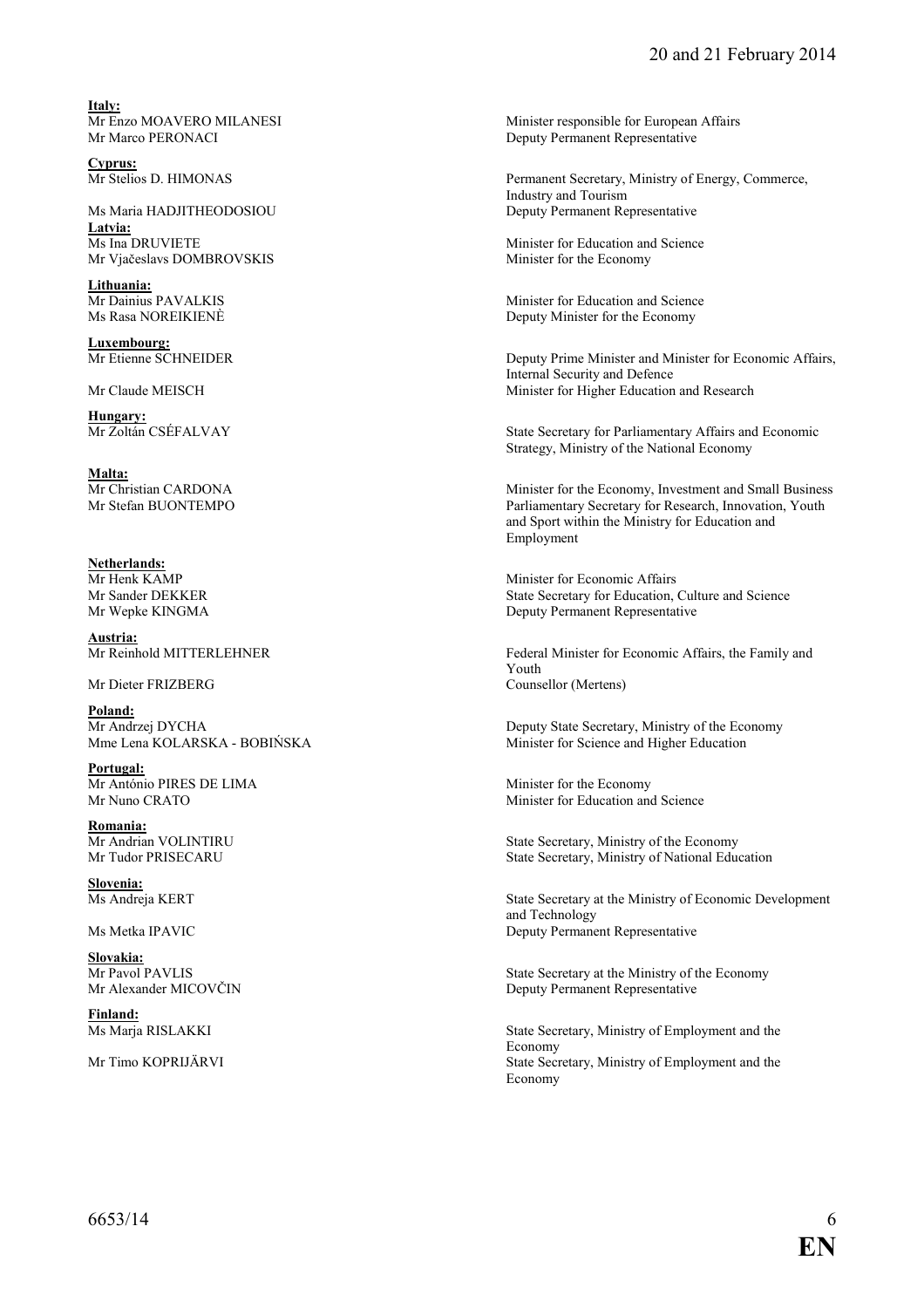**Italy:**

| | |
|---|---|
| Mr Enzo MOAVERO MILANESI | Minister responsible for European Affairs |
| Mr Marco PERONACI | Deputy Permanent Representative |

**Cyprus:**

| | |
|---|---|
| Mr Stelios D. HIMONAS | Permanent Secretary, Ministry of Energy, Commerce, Industry and Tourism |
| Ms Maria HADJITHEODOSIOU | Deputy Permanent Representative |

**Latvia:**

| | |
|---|---|
| Ms Ina DRUVIETE | Minister for Education and Science |
| Mr Vjačeslavs DOMBROVSKIS | Minister for the Economy |

**Lithuania:**

| | |
|---|---|
| Mr Dainius PAVALKIS | Minister for Education and Science |
| Ms Rasa NOREIKIENĖ | Deputy Minister for the Economy |

**Luxembourg:**

| | |
|---|---|
| Mr Etienne SCHNEIDER | Deputy Prime Minister and Minister for Economic Affairs, Internal Security and Defence |
| Mr Claude MEISCH | Minister for Higher Education and Research |

**Hungary:**

| | |
|---|---|
| Mr Zoltán CSÉFALVAY | State Secretary for Parliamentary Affairs and Economic Strategy, Ministry of the National Economy |

**Malta:**

| | |
|---|---|
| Mr Christian CARDONA | Minister for the Economy, Investment and Small Business |
| Mr Stefan BUONTEMPO | Parliamentary Secretary for Research, Innovation, Youth and Sport within the Ministry for Education and Employment |

**Netherlands:**

| | |
|---|---|
| Mr Henk KAMP | Minister for Economic Affairs |
| Mr Sander DEKKER | State Secretary for Education, Culture and Science |
| Mr Wepke KINGMA | Deputy Permanent Representative |

**Austria:**

| | |
|---|---|
| Mr Reinhold MITTERLEHNER | Federal Minister for Economic Affairs, the Family and Youth |
| Mr Dieter FRIZBERG | Counsellor (Mertens) |

**Poland:**

| | |
|---|---|
| Mr Andrzej DYCHA | Deputy State Secretary, Ministry of the Economy |
| Mme Lena KOLARSKA - BOBIŃSKA | Minister for Science and Higher Education |

**Portugal:**

| | |
|---|---|
| Mr António PIRES DE LIMA | Minister for the Economy |
| Mr Nuno CRATO | Minister for Education and Science |

**Romania:**

| | |
|---|---|
| Mr Andrian VOLINTIRU | State Secretary, Ministry of the Economy |
| Mr Tudor PRISECARU | State Secretary, Ministry of National Education |

**Slovenia:**

| | |
|---|---|
| Ms Andreja KERT | State Secretary at the Ministry of Economic Development and Technology |
| Ms Metka IPAVIC | Deputy Permanent Representative |

**Slovakia:**

| | |
|---|---|
| Mr Pavol PAVLIS | State Secretary at the Ministry of the Economy |
| Mr Alexander MICOVČIN | Deputy Permanent Representative |

**Finland:**

| | |
|---|---|
| Ms Marja RISLAKKI | State Secretary, Ministry of Employment and the Economy |
| Mr Timo KOPRIJÄRVI | State Secretary, Ministry of Employment and the Economy |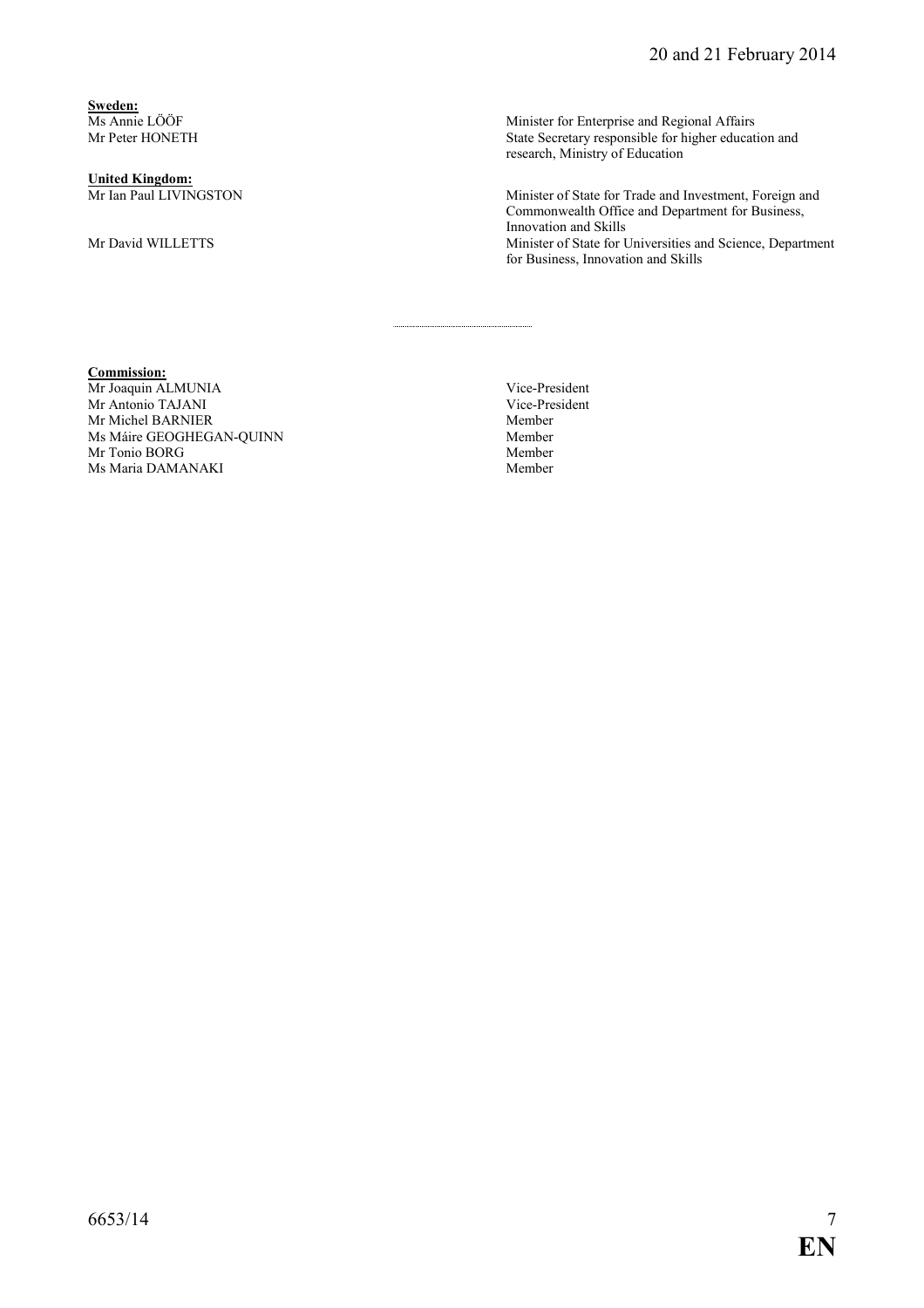**Sweden:**

| | |
|---|---|
| Ms Annie LÖÖF | Minister for Enterprise and Regional Affairs |
| Mr Peter HONETH | State Secretary responsible for higher education and research, Ministry of Education |

**United Kingdom:**

| | |
|---|---|
| Mr Ian Paul LIVINGSTON | Minister of State for Trade and Investment, Foreign and Commonwealth Office and Department for Business, Innovation and Skills |
| Mr David WILLETTS | Minister of State for Universities and Science, Department for Business, Innovation and Skills |

---

**Commission:**

| | |
|---|---|
| Mr Joaquin ALMUNIA | Vice-President |
| Mr Antonio TAJANI | Vice-President |
| Mr Michel BARNIER | Member |
| Ms Máire GEOGHEGAN-QUINN | Member |
| Mr Tonio BORG | Member |
| Ms Maria DAMANAKI | Member |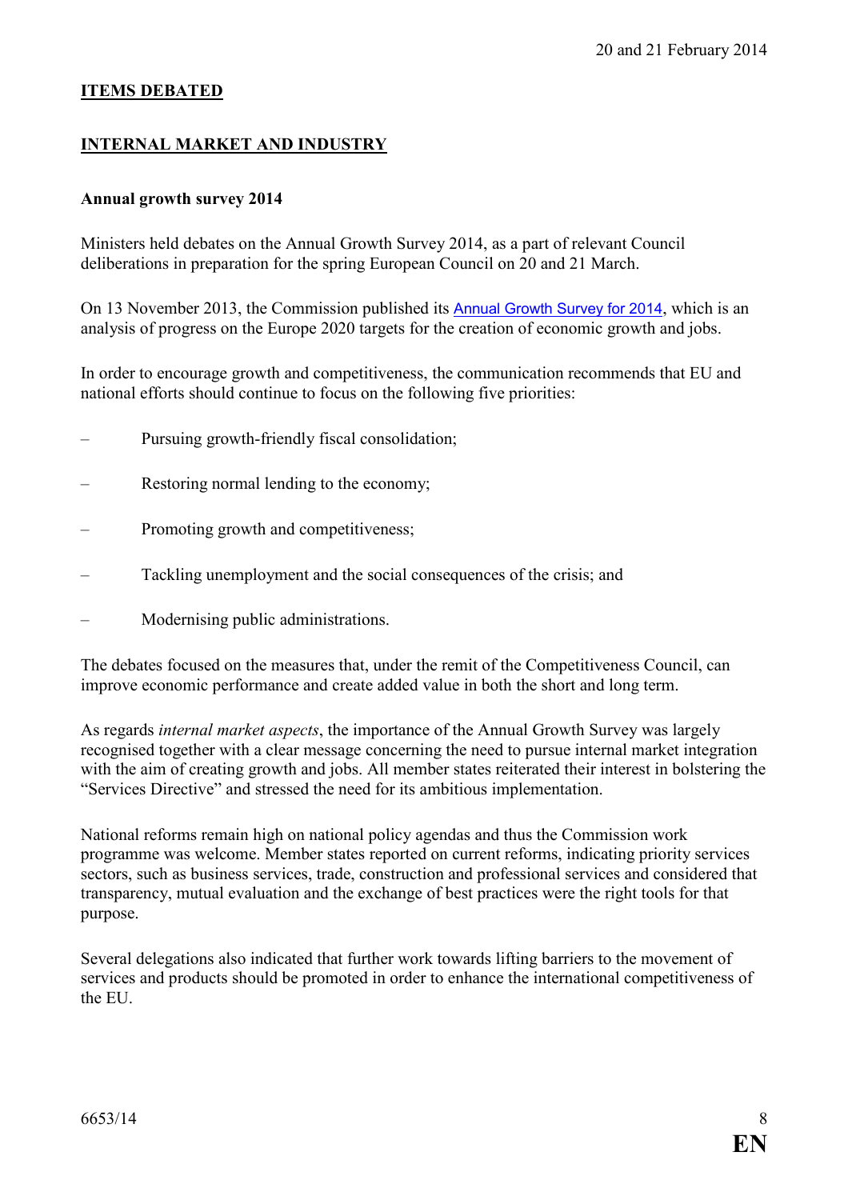## ITEMS DEBATED

## INTERNAL MARKET AND INDUSTRY

### Annual growth survey 2014

Ministers held debates on the Annual Growth Survey 2014, as a part of relevant Council deliberations in preparation for the spring European Council on 20 and 21 March.

On 13 November 2013, the Commission published its Annual Growth Survey for 2014, which is an analysis of progress on the Europe 2020 targets for the creation of economic growth and jobs.

In order to encourage growth and competitiveness, the communication recommends that EU and national efforts should continue to focus on the following five priorities:

- Pursuing growth-friendly fiscal consolidation;
- Restoring normal lending to the economy;
- Promoting growth and competitiveness;
- Tackling unemployment and the social consequences of the crisis; and
- Modernising public administrations.

The debates focused on the measures that, under the remit of the Competitiveness Council, can improve economic performance and create added value in both the short and long term.

As regards *internal market aspects*, the importance of the Annual Growth Survey was largely recognised together with a clear message concerning the need to pursue internal market integration with the aim of creating growth and jobs. All member states reiterated their interest in bolstering the "Services Directive" and stressed the need for its ambitious implementation.

National reforms remain high on national policy agendas and thus the Commission work programme was welcome. Member states reported on current reforms, indicating priority services sectors, such as business services, trade, construction and professional services and considered that transparency, mutual evaluation and the exchange of best practices were the right tools for that purpose.

Several delegations also indicated that further work towards lifting barriers to the movement of services and products should be promoted in order to enhance the international competitiveness of the EU.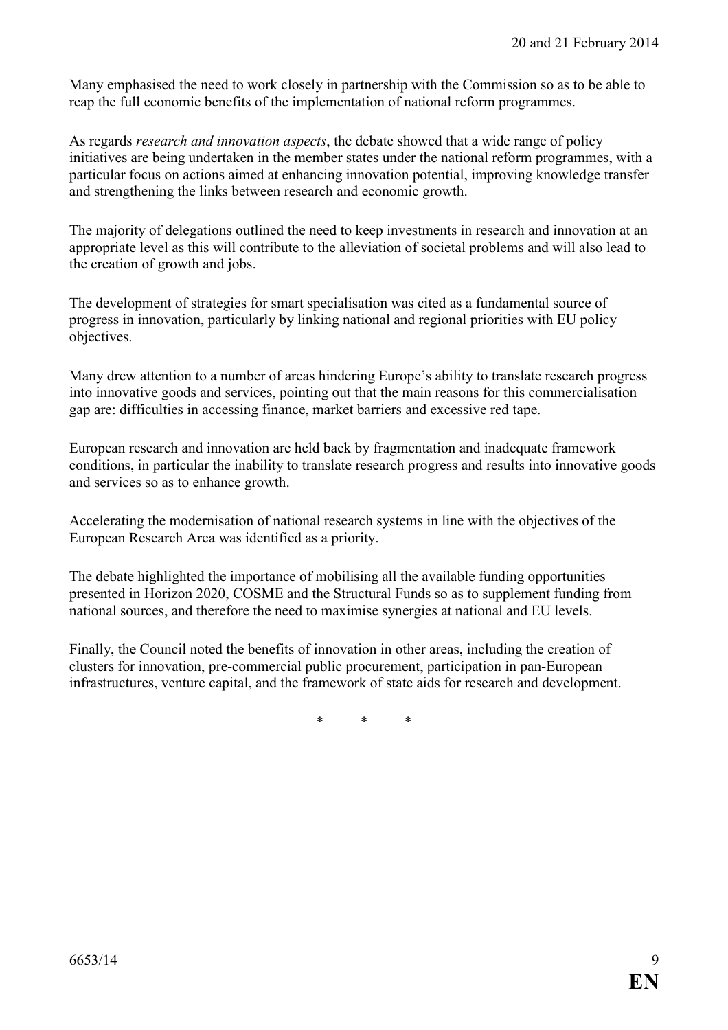Many emphasised the need to work closely in partnership with the Commission so as to be able to reap the full economic benefits of the implementation of national reform programmes.

As regards *research and innovation aspects*, the debate showed that a wide range of policy initiatives are being undertaken in the member states under the national reform programmes, with a particular focus on actions aimed at enhancing innovation potential, improving knowledge transfer and strengthening the links between research and economic growth.

The majority of delegations outlined the need to keep investments in research and innovation at an appropriate level as this will contribute to the alleviation of societal problems and will also lead to the creation of growth and jobs.

The development of strategies for smart specialisation was cited as a fundamental source of progress in innovation, particularly by linking national and regional priorities with EU policy objectives.

Many drew attention to a number of areas hindering Europe's ability to translate research progress into innovative goods and services, pointing out that the main reasons for this commercialisation gap are: difficulties in accessing finance, market barriers and excessive red tape.

European research and innovation are held back by fragmentation and inadequate framework conditions, in particular the inability to translate research progress and results into innovative goods and services so as to enhance growth.

Accelerating the modernisation of national research systems in line with the objectives of the European Research Area was identified as a priority.

The debate highlighted the importance of mobilising all the available funding opportunities presented in Horizon 2020, COSME and the Structural Funds so as to supplement funding from national sources, and therefore the need to maximise synergies at national and EU levels.

Finally, the Council noted the benefits of innovation in other areas, including the creation of clusters for innovation, pre-commercial public procurement, participation in pan-European infrastructures, venture capital, and the framework of state aids for research and development.

\* \* \*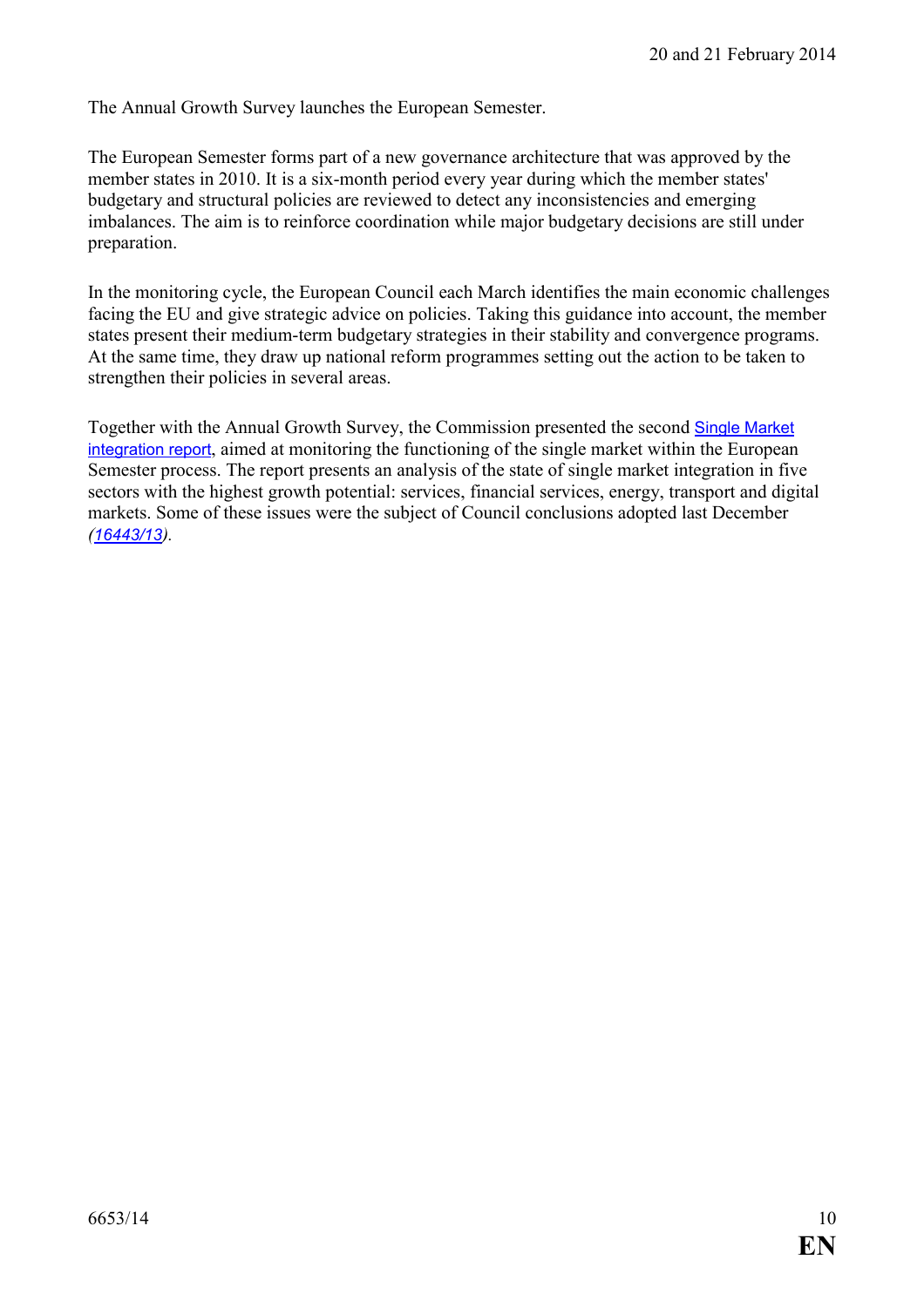The Annual Growth Survey launches the European Semester.

The European Semester forms part of a new governance architecture that was approved by the member states in 2010. It is a six-month period every year during which the member states' budgetary and structural policies are reviewed to detect any inconsistencies and emerging imbalances. The aim is to reinforce coordination while major budgetary decisions are still under preparation.

In the monitoring cycle, the European Council each March identifies the main economic challenges facing the EU and give strategic advice on policies. Taking this guidance into account, the member states present their medium-term budgetary strategies in their stability and convergence programs. At the same time, they draw up national reform programmes setting out the action to be taken to strengthen their policies in several areas.

Together with the Annual Growth Survey, the Commission presented the second Single Market integration report, aimed at monitoring the functioning of the single market within the European Semester process. The report presents an analysis of the state of single market integration in five sectors with the highest growth potential: services, financial services, energy, transport and digital markets. Some of these issues were the subject of Council conclusions adopted last December *(16443/13)*.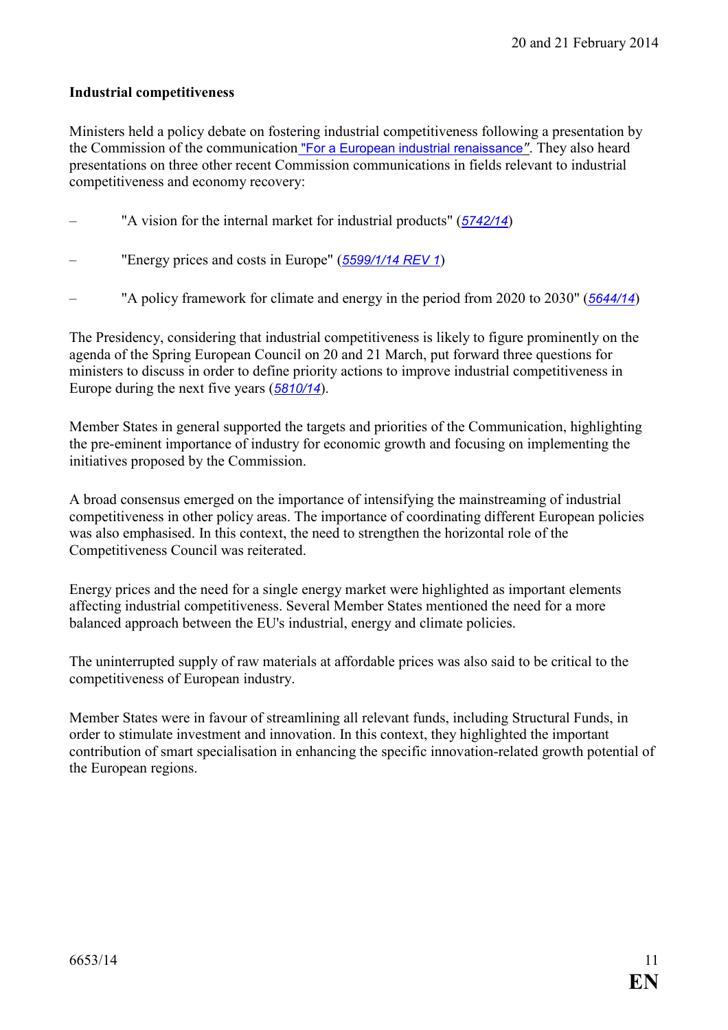**Industrial competitiveness**

Ministers held a policy debate on fostering industrial competitiveness following a presentation by the Commission of the communication "For a European industrial renaissance". They also heard presentations on three other recent Commission communications in fields relevant to industrial competitiveness and economy recovery:

– "A vision for the internal market for industrial products" (*5742/14*)

– "Energy prices and costs in Europe" (*5599/1/14 REV 1*)

– "A policy framework for climate and energy in the period from 2020 to 2030" (*5644/14*)

The Presidency, considering that industrial competitiveness is likely to figure prominently on the agenda of the Spring European Council on 20 and 21 March, put forward three questions for ministers to discuss in order to define priority actions to improve industrial competitiveness in Europe during the next five years (*5810/14*).

Member States in general supported the targets and priorities of the Communication, highlighting the pre-eminent importance of industry for economic growth and focusing on implementing the initiatives proposed by the Commission.

A broad consensus emerged on the importance of intensifying the mainstreaming of industrial competitiveness in other policy areas. The importance of coordinating different European policies was also emphasised. In this context, the need to strengthen the horizontal role of the Competitiveness Council was reiterated.

Energy prices and the need for a single energy market were highlighted as important elements affecting industrial competitiveness. Several Member States mentioned the need for a more balanced approach between the EU's industrial, energy and climate policies.

The uninterrupted supply of raw materials at affordable prices was also said to be critical to the competitiveness of European industry.

Member States were in favour of streamlining all relevant funds, including Structural Funds, in order to stimulate investment and innovation. In this context, they highlighted the important contribution of smart specialisation in enhancing the specific innovation-related growth potential of the European regions.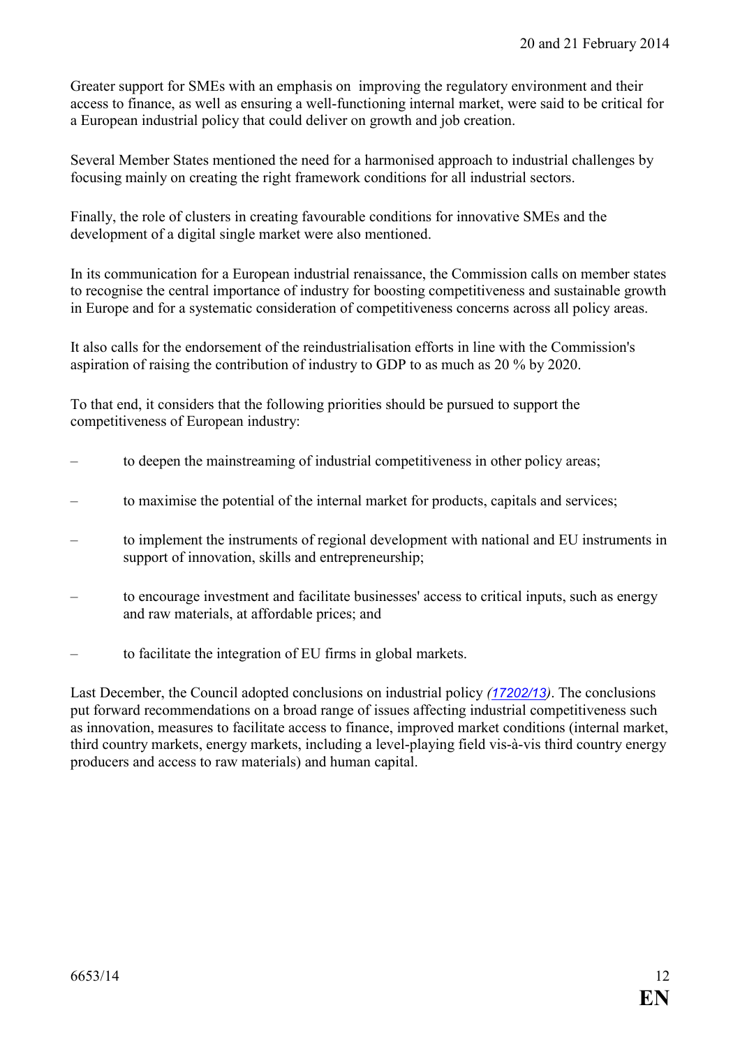Greater support for SMEs with an emphasis on improving the regulatory environment and their access to finance, as well as ensuring a well-functioning internal market, were said to be critical for a European industrial policy that could deliver on growth and job creation.

Several Member States mentioned the need for a harmonised approach to industrial challenges by focusing mainly on creating the right framework conditions for all industrial sectors.

Finally, the role of clusters in creating favourable conditions for innovative SMEs and the development of a digital single market were also mentioned.

In its communication for a European industrial renaissance, the Commission calls on member states to recognise the central importance of industry for boosting competitiveness and sustainable growth in Europe and for a systematic consideration of competitiveness concerns across all policy areas.

It also calls for the endorsement of the reindustrialisation efforts in line with the Commission's aspiration of raising the contribution of industry to GDP to as much as 20 % by 2020.

To that end, it considers that the following priorities should be pursued to support the competitiveness of European industry:

- to deepen the mainstreaming of industrial competitiveness in other policy areas;
- to maximise the potential of the internal market for products, capitals and services;
- to implement the instruments of regional development with national and EU instruments in support of innovation, skills and entrepreneurship;
- to encourage investment and facilitate businesses' access to critical inputs, such as energy and raw materials, at affordable prices; and
- to facilitate the integration of EU firms in global markets.

Last December, the Council adopted conclusions on industrial policy *(17202/13)*. The conclusions put forward recommendations on a broad range of issues affecting industrial competitiveness such as innovation, measures to facilitate access to finance, improved market conditions (internal market, third country markets, energy markets, including a level-playing field vis-à-vis third country energy producers and access to raw materials) and human capital.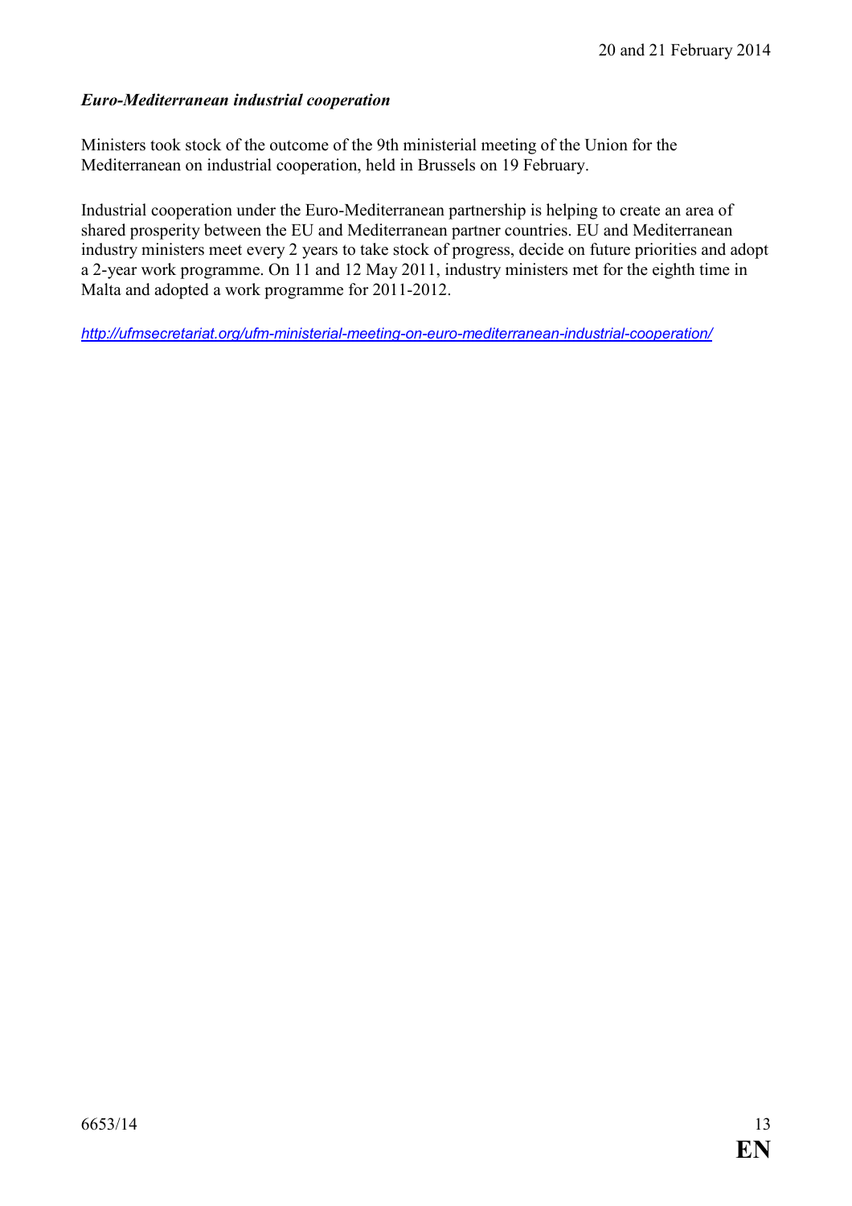***Euro-Mediterranean industrial cooperation***

Ministers took stock of the outcome of the 9th ministerial meeting of the Union for the Mediterranean on industrial cooperation, held in Brussels on 19 February.

Industrial cooperation under the Euro-Mediterranean partnership is helping to create an area of shared prosperity between the EU and Mediterranean partner countries. EU and Mediterranean industry ministers meet every 2 years to take stock of progress, decide on future priorities and adopt a 2-year work programme. On 11 and 12 May 2011, industry ministers met for the eighth time in Malta and adopted a work programme for 2011-2012.

*http://ufmsecretariat.org/ufm-ministerial-meeting-on-euro-mediterranean-industrial-cooperation/*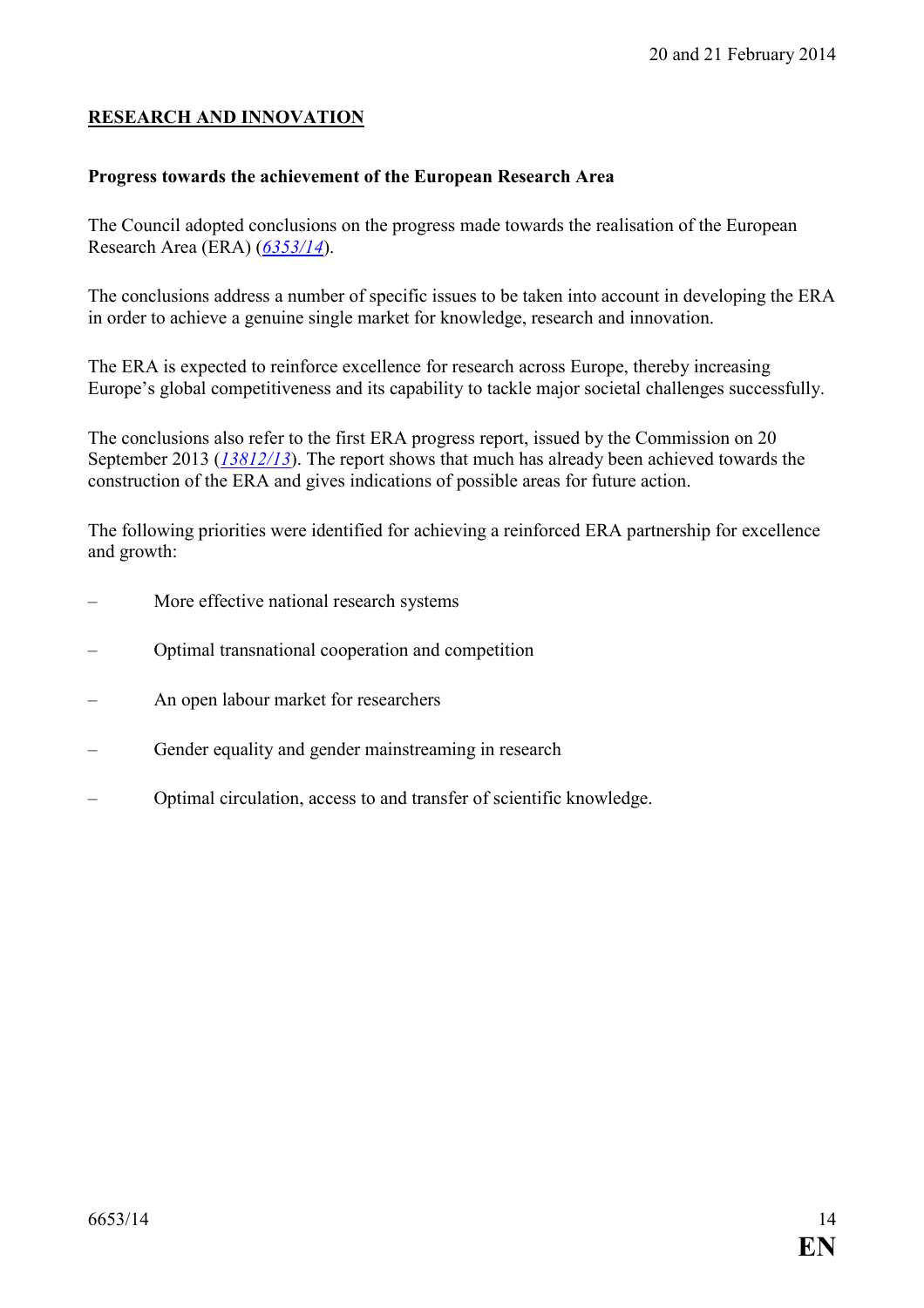## RESEARCH AND INNOVATION

### Progress towards the achievement of the European Research Area

The Council adopted conclusions on the progress made towards the realisation of the European Research Area (ERA) (*6353/14*).

The conclusions address a number of specific issues to be taken into account in developing the ERA in order to achieve a genuine single market for knowledge, research and innovation.

The ERA is expected to reinforce excellence for research across Europe, thereby increasing Europe's global competitiveness and its capability to tackle major societal challenges successfully.

The conclusions also refer to the first ERA progress report, issued by the Commission on 20 September 2013 (*13812/13*). The report shows that much has already been achieved towards the construction of the ERA and gives indications of possible areas for future action.

The following priorities were identified for achieving a reinforced ERA partnership for excellence and growth:

- More effective national research systems
- Optimal transnational cooperation and competition
- An open labour market for researchers
- Gender equality and gender mainstreaming in research
- Optimal circulation, access to and transfer of scientific knowledge.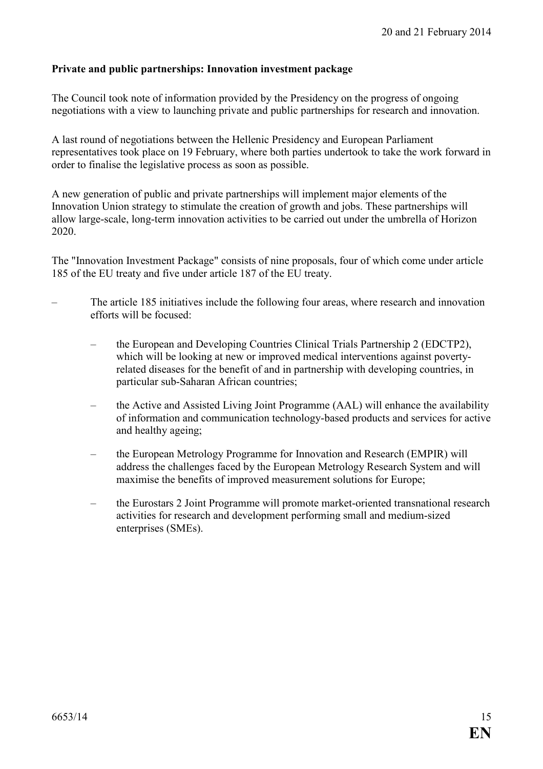**Private and public partnerships: Innovation investment package**

The Council took note of information provided by the Presidency on the progress of ongoing negotiations with a view to launching private and public partnerships for research and innovation.

A last round of negotiations between the Hellenic Presidency and European Parliament representatives took place on 19 February, where both parties undertook to take the work forward in order to finalise the legislative process as soon as possible.

A new generation of public and private partnerships will implement major elements of the Innovation Union strategy to stimulate the creation of growth and jobs. These partnerships will allow large-scale, long-term innovation activities to be carried out under the umbrella of Horizon 2020.

The "Innovation Investment Package" consists of nine proposals, four of which come under article 185 of the EU treaty and five under article 187 of the EU treaty.

- The article 185 initiatives include the following four areas, where research and innovation efforts will be focused:
  - the European and Developing Countries Clinical Trials Partnership 2 (EDCTP2), which will be looking at new or improved medical interventions against poverty-related diseases for the benefit of and in partnership with developing countries, in particular sub-Saharan African countries;
  - the Active and Assisted Living Joint Programme (AAL) will enhance the availability of information and communication technology-based products and services for active and healthy ageing;
  - the European Metrology Programme for Innovation and Research (EMPIR) will address the challenges faced by the European Metrology Research System and will maximise the benefits of improved measurement solutions for Europe;
  - the Eurostars 2 Joint Programme will promote market-oriented transnational research activities for research and development performing small and medium-sized enterprises (SMEs).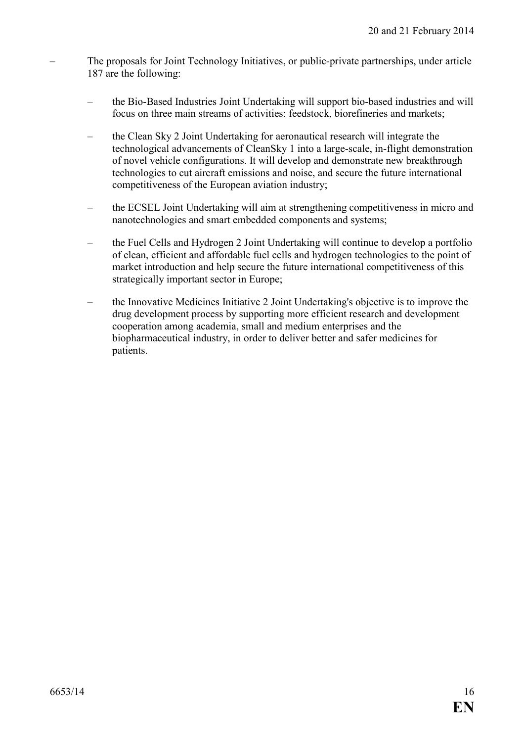- The proposals for Joint Technology Initiatives, or public-private partnerships, under article 187 are the following:

  - the Bio-Based Industries Joint Undertaking will support bio-based industries and will focus on three main streams of activities: feedstock, biorefineries and markets;

  - the Clean Sky 2 Joint Undertaking for aeronautical research will integrate the technological advancements of CleanSky 1 into a large-scale, in-flight demonstration of novel vehicle configurations. It will develop and demonstrate new breakthrough technologies to cut aircraft emissions and noise, and secure the future international competitiveness of the European aviation industry;

  - the ECSEL Joint Undertaking will aim at strengthening competitiveness in micro and nanotechnologies and smart embedded components and systems;

  - the Fuel Cells and Hydrogen 2 Joint Undertaking will continue to develop a portfolio of clean, efficient and affordable fuel cells and hydrogen technologies to the point of market introduction and help secure the future international competitiveness of this strategically important sector in Europe;

  - the Innovative Medicines Initiative 2 Joint Undertaking's objective is to improve the drug development process by supporting more efficient research and development cooperation among academia, small and medium enterprises and the biopharmaceutical industry, in order to deliver better and safer medicines for patients.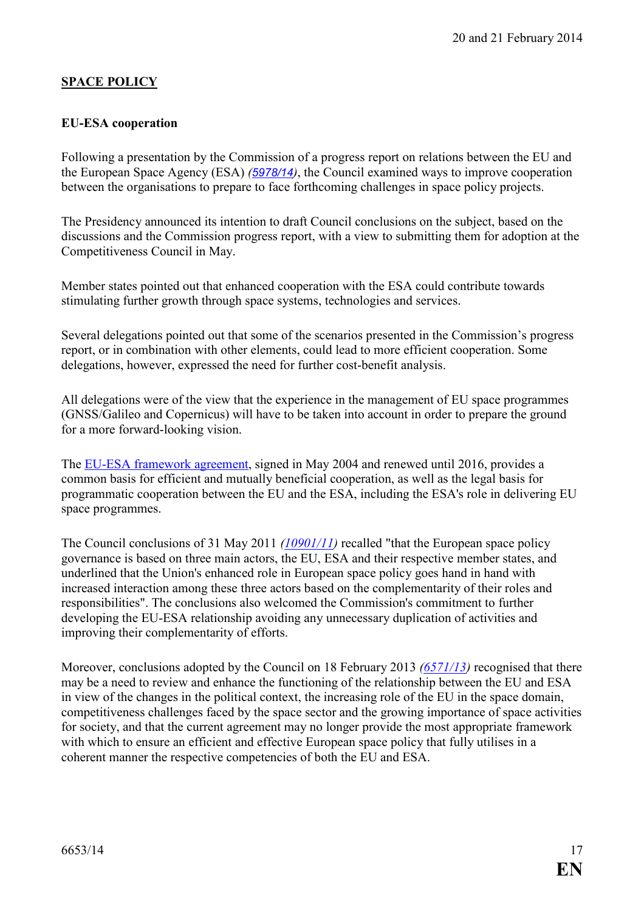## SPACE POLICY

### EU-ESA cooperation

Following a presentation by the Commission of a progress report on relations between the EU and the European Space Agency (ESA) *(5978/14)*, the Council examined ways to improve cooperation between the organisations to prepare to face forthcoming challenges in space policy projects.

The Presidency announced its intention to draft Council conclusions on the subject, based on the discussions and the Commission progress report, with a view to submitting them for adoption at the Competitiveness Council in May.

Member states pointed out that enhanced cooperation with the ESA could contribute towards stimulating further growth through space systems, technologies and services.

Several delegations pointed out that some of the scenarios presented in the Commission's progress report, or in combination with other elements, could lead to more efficient cooperation. Some delegations, however, expressed the need for further cost-benefit analysis.

All delegations were of the view that the experience in the management of EU space programmes (GNSS/Galileo and Copernicus) will have to be taken into account in order to prepare the ground for a more forward-looking vision.

The EU-ESA framework agreement, signed in May 2004 and renewed until 2016, provides a common basis for efficient and mutually beneficial cooperation, as well as the legal basis for programmatic cooperation between the EU and the ESA, including the ESA's role in delivering EU space programmes.

The Council conclusions of 31 May 2011 *(10901/11)* recalled "that the European space policy governance is based on three main actors, the EU, ESA and their respective member states, and underlined that the Union's enhanced role in European space policy goes hand in hand with increased interaction among these three actors based on the complementarity of their roles and responsibilities". The conclusions also welcomed the Commission's commitment to further developing the EU-ESA relationship avoiding any unnecessary duplication of activities and improving their complementarity of efforts.

Moreover, conclusions adopted by the Council on 18 February 2013 *(6571/13)* recognised that there may be a need to review and enhance the functioning of the relationship between the EU and ESA in view of the changes in the political context, the increasing role of the EU in the space domain, competitiveness challenges faced by the space sector and the growing importance of space activities for society, and that the current agreement may no longer provide the most appropriate framework with which to ensure an efficient and effective European space policy that fully utilises in a coherent manner the respective competencies of both the EU and ESA.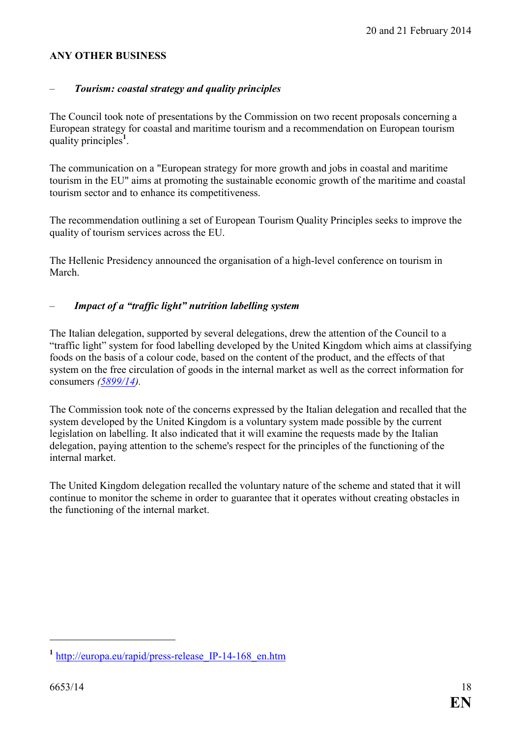**ANY OTHER BUSINESS**

– ***Tourism: coastal strategy and quality principles***

The Council took note of presentations by the Commission on two recent proposals concerning a European strategy for coastal and maritime tourism and a recommendation on European tourism quality principles[1].

The communication on a "European strategy for more growth and jobs in coastal and maritime tourism in the EU" aims at promoting the sustainable economic growth of the maritime and coastal tourism sector and to enhance its competitiveness.

The recommendation outlining a set of European Tourism Quality Principles seeks to improve the quality of tourism services across the EU.

The Hellenic Presidency announced the organisation of a high-level conference on tourism in March.

– ***Impact of a "traffic light" nutrition labelling system***

The Italian delegation, supported by several delegations, drew the attention of the Council to a "traffic light" system for food labelling developed by the United Kingdom which aims at classifying foods on the basis of a colour code, based on the content of the product, and the effects of that system on the free circulation of goods in the internal market as well as the correct information for consumers *(5899/14)*.

The Commission took note of the concerns expressed by the Italian delegation and recalled that the system developed by the United Kingdom is a voluntary system made possible by the current legislation on labelling. It also indicated that it will examine the requests made by the Italian delegation, paying attention to the scheme's respect for the principles of the functioning of the internal market.

The United Kingdom delegation recalled the voluntary nature of the scheme and stated that it will continue to monitor the scheme in order to guarantee that it operates without creating obstacles in the functioning of the internal market.

---

[1] http://europa.eu/rapid/press-release_IP-14-168_en.htm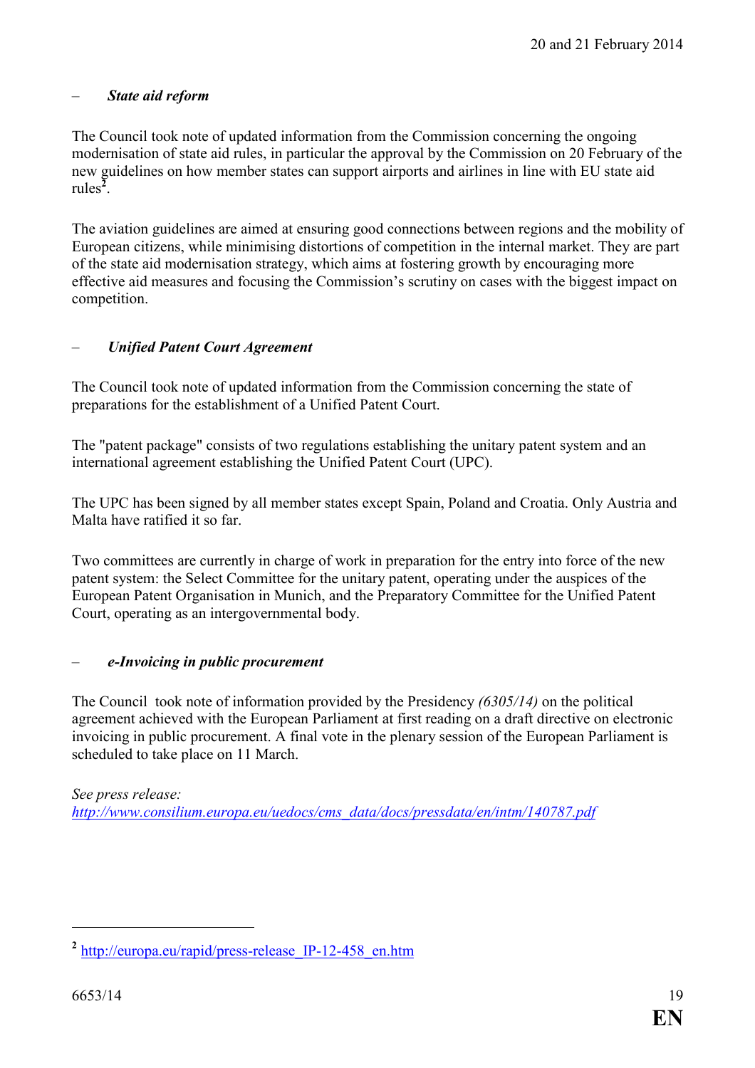– ***State aid reform***

The Council took note of updated information from the Commission concerning the ongoing modernisation of state aid rules, in particular the approval by the Commission on 20 February of the new guidelines on how member states can support airports and airlines in line with EU state aid rules[2].

The aviation guidelines are aimed at ensuring good connections between regions and the mobility of European citizens, while minimising distortions of competition in the internal market. They are part of the state aid modernisation strategy, which aims at fostering growth by encouraging more effective aid measures and focusing the Commission's scrutiny on cases with the biggest impact on competition.

– ***Unified Patent Court Agreement***

The Council took note of updated information from the Commission concerning the state of preparations for the establishment of a Unified Patent Court.

The "patent package" consists of two regulations establishing the unitary patent system and an international agreement establishing the Unified Patent Court (UPC).

The UPC has been signed by all member states except Spain, Poland and Croatia. Only Austria and Malta have ratified it so far.

Two committees are currently in charge of work in preparation for the entry into force of the new patent system: the Select Committee for the unitary patent, operating under the auspices of the European Patent Organisation in Munich, and the Preparatory Committee for the Unified Patent Court, operating as an intergovernmental body.

– ***e-Invoicing in public procurement***

The Council took note of information provided by the Presidency *(6305/14)* on the political agreement achieved with the European Parliament at first reading on a draft directive on electronic invoicing in public procurement. A final vote in the plenary session of the European Parliament is scheduled to take place on 11 March.

*See press release:*
*http://www.consilium.europa.eu/uedocs/cms_data/docs/pressdata/en/intm/140787.pdf*

---

[2] http://europa.eu/rapid/press-release_IP-12-458_en.htm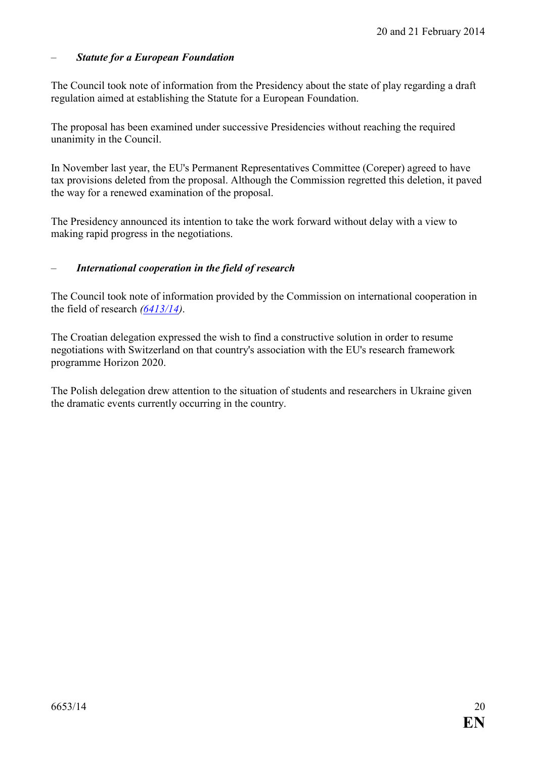– ***Statute for a European Foundation***

The Council took note of information from the Presidency about the state of play regarding a draft regulation aimed at establishing the Statute for a European Foundation.

The proposal has been examined under successive Presidencies without reaching the required unanimity in the Council.

In November last year, the EU's Permanent Representatives Committee (Coreper) agreed to have tax provisions deleted from the proposal. Although the Commission regretted this deletion, it paved the way for a renewed examination of the proposal.

The Presidency announced its intention to take the work forward without delay with a view to making rapid progress in the negotiations.

– ***International cooperation in the field of research***

The Council took note of information provided by the Commission on international cooperation in the field of research *(6413/14)*.

The Croatian delegation expressed the wish to find a constructive solution in order to resume negotiations with Switzerland on that country's association with the EU's research framework programme Horizon 2020.

The Polish delegation drew attention to the situation of students and researchers in Ukraine given the dramatic events currently occurring in the country.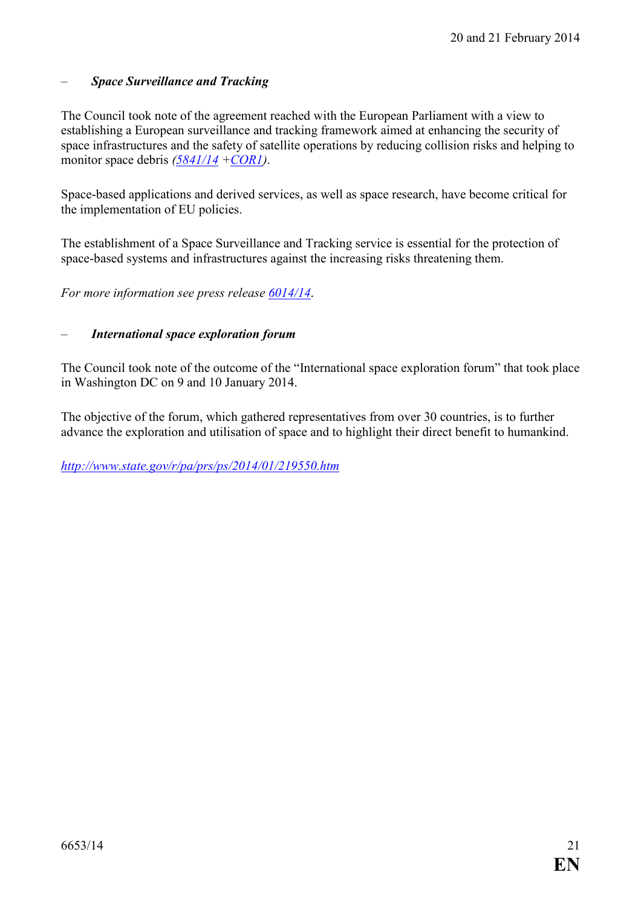– ***Space Surveillance and Tracking***

The Council took note of the agreement reached with the European Parliament with a view to establishing a European surveillance and tracking framework aimed at enhancing the security of space infrastructures and the safety of satellite operations by reducing collision risks and helping to monitor space debris *(5841/14 +COR1)*.

Space-based applications and derived services, as well as space research, have become critical for the implementation of EU policies.

The establishment of a Space Surveillance and Tracking service is essential for the protection of space-based systems and infrastructures against the increasing risks threatening them.

*For more information see press release 6014/14*.

– ***International space exploration forum***

The Council took note of the outcome of the "International space exploration forum" that took place in Washington DC on 9 and 10 January 2014.

The objective of the forum, which gathered representatives from over 30 countries, is to further advance the exploration and utilisation of space and to highlight their direct benefit to humankind.

*http://www.state.gov/r/pa/prs/ps/2014/01/219550.htm*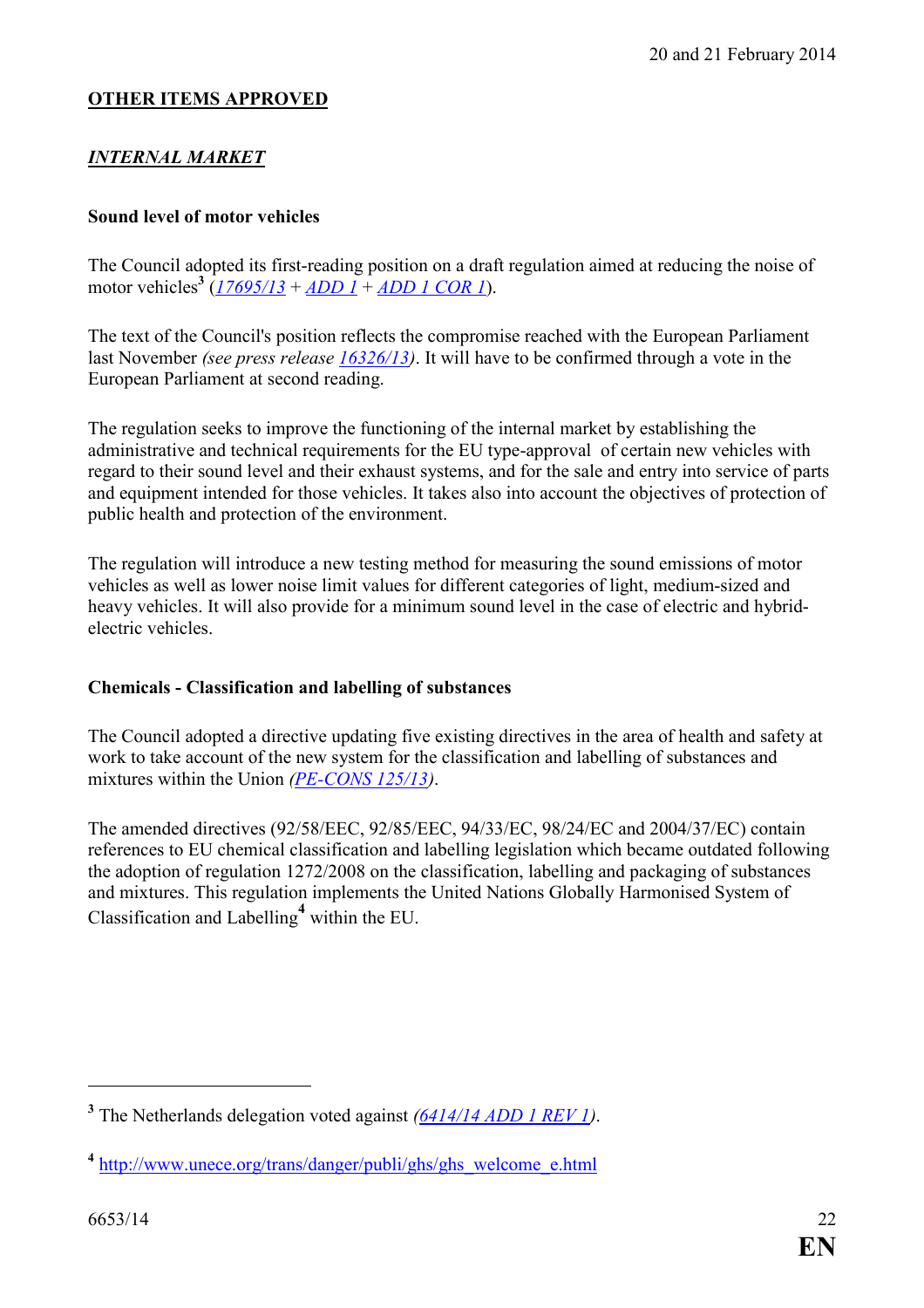20 and 21 February 2014

## OTHER ITEMS APPROVED

### *INTERNAL MARKET*

**Sound level of motor vehicles**

The Council adopted its first-reading position on a draft regulation aimed at reducing the noise of motor vehicles[3] (*17695/13* + *ADD 1* + *ADD 1 COR 1*).

The text of the Council's position reflects the compromise reached with the European Parliament last November *(see press release 16326/13)*. It will have to be confirmed through a vote in the European Parliament at second reading.

The regulation seeks to improve the functioning of the internal market by establishing the administrative and technical requirements for the EU type-approval of certain new vehicles with regard to their sound level and their exhaust systems, and for the sale and entry into service of parts and equipment intended for those vehicles. It takes also into account the objectives of protection of public health and protection of the environment.

The regulation will introduce a new testing method for measuring the sound emissions of motor vehicles as well as lower noise limit values for different categories of light, medium-sized and heavy vehicles. It will also provide for a minimum sound level in the case of electric and hybrid-electric vehicles.

**Chemicals - Classification and labelling of substances**

The Council adopted a directive updating five existing directives in the area of health and safety at work to take account of the new system for the classification and labelling of substances and mixtures within the Union *(PE-CONS 125/13)*.

The amended directives (92/58/EEC, 92/85/EEC, 94/33/EC, 98/24/EC and 2004/37/EC) contain references to EU chemical classification and labelling legislation which became outdated following the adoption of regulation 1272/2008 on the classification, labelling and packaging of substances and mixtures. This regulation implements the United Nations Globally Harmonised System of Classification and Labelling[4] within the EU.

---

[3] The Netherlands delegation voted against *(6414/14 ADD 1 REV 1)*.

[4] http://www.unece.org/trans/danger/publi/ghs/ghs_welcome_e.html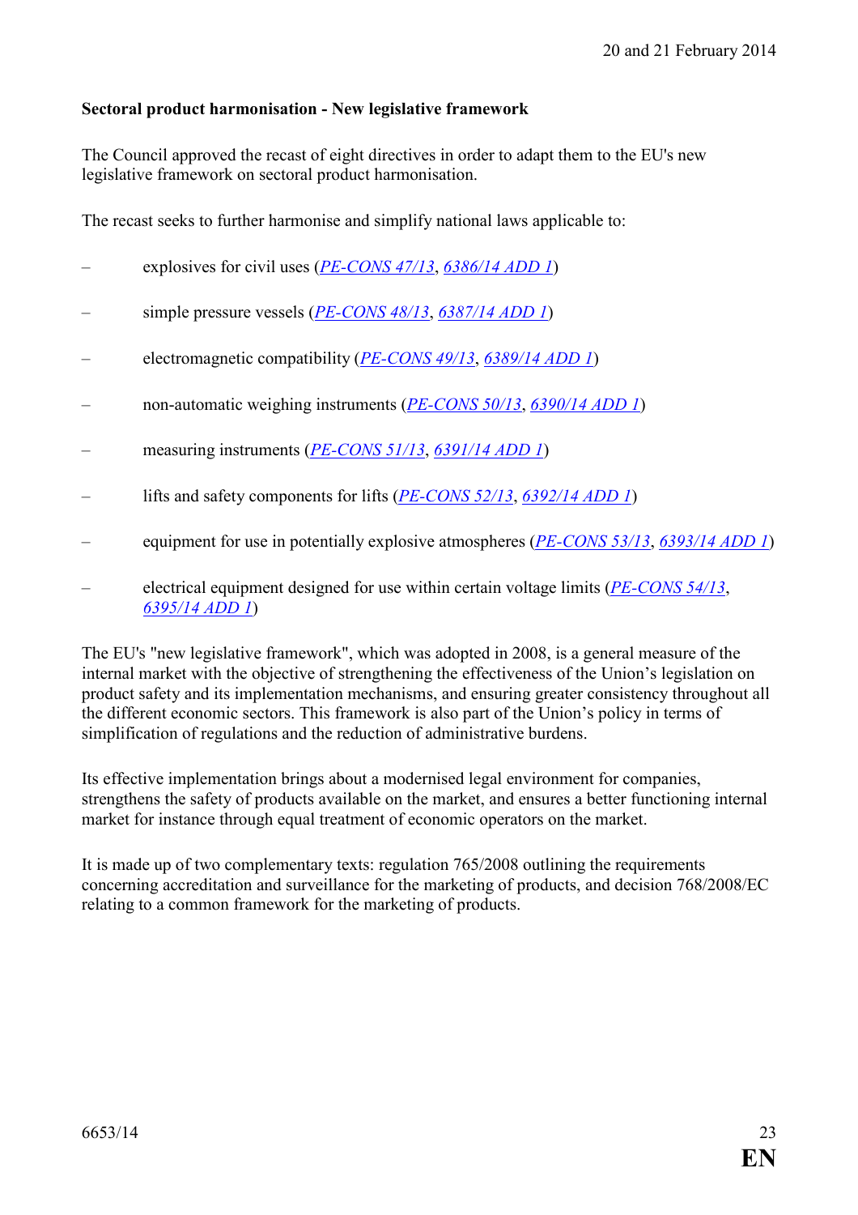**Sectoral product harmonisation - New legislative framework**

The Council approved the recast of eight directives in order to adapt them to the EU's new legislative framework on sectoral product harmonisation.

The recast seeks to further harmonise and simplify national laws applicable to:

- explosives for civil uses (*PE-CONS 47/13*, *6386/14 ADD 1*)
- simple pressure vessels (*PE-CONS 48/13*, *6387/14 ADD 1*)
- electromagnetic compatibility (*PE-CONS 49/13*, *6389/14 ADD 1*)
- non-automatic weighing instruments (*PE-CONS 50/13*, *6390/14 ADD 1*)
- measuring instruments (*PE-CONS 51/13*, *6391/14 ADD 1*)
- lifts and safety components for lifts (*PE-CONS 52/13*, *6392/14 ADD 1*)
- equipment for use in potentially explosive atmospheres (*PE-CONS 53/13*, *6393/14 ADD 1*)
- electrical equipment designed for use within certain voltage limits (*PE-CONS 54/13*, *6395/14 ADD 1*)

The EU's "new legislative framework", which was adopted in 2008, is a general measure of the internal market with the objective of strengthening the effectiveness of the Union's legislation on product safety and its implementation mechanisms, and ensuring greater consistency throughout all the different economic sectors. This framework is also part of the Union's policy in terms of simplification of regulations and the reduction of administrative burdens.

Its effective implementation brings about a modernised legal environment for companies, strengthens the safety of products available on the market, and ensures a better functioning internal market for instance through equal treatment of economic operators on the market.

It is made up of two complementary texts: regulation 765/2008 outlining the requirements concerning accreditation and surveillance for the marketing of products, and decision 768/2008/EC relating to a common framework for the marketing of products.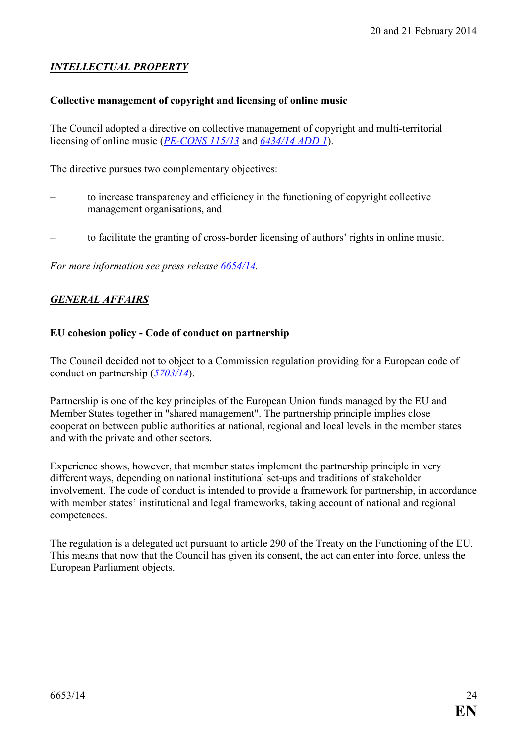## *INTELLECTUAL PROPERTY*

**Collective management of copyright and licensing of online music**

The Council adopted a directive on collective management of copyright and multi-territorial licensing of online music (*PE-CONS 115/13* and *6434/14 ADD 1*).

The directive pursues two complementary objectives:

- to increase transparency and efficiency in the functioning of copyright collective management organisations, and
- to facilitate the granting of cross-border licensing of authors' rights in online music.

*For more information see press release 6654/14.*

## *GENERAL AFFAIRS*

**EU cohesion policy - Code of conduct on partnership**

The Council decided not to object to a Commission regulation providing for a European code of conduct on partnership (*5703/14*).

Partnership is one of the key principles of the European Union funds managed by the EU and Member States together in "shared management". The partnership principle implies close cooperation between public authorities at national, regional and local levels in the member states and with the private and other sectors.

Experience shows, however, that member states implement the partnership principle in very different ways, depending on national institutional set-ups and traditions of stakeholder involvement. The code of conduct is intended to provide a framework for partnership, in accordance with member states' institutional and legal frameworks, taking account of national and regional competences.

The regulation is a delegated act pursuant to article 290 of the Treaty on the Functioning of the EU. This means that now that the Council has given its consent, the act can enter into force, unless the European Parliament objects.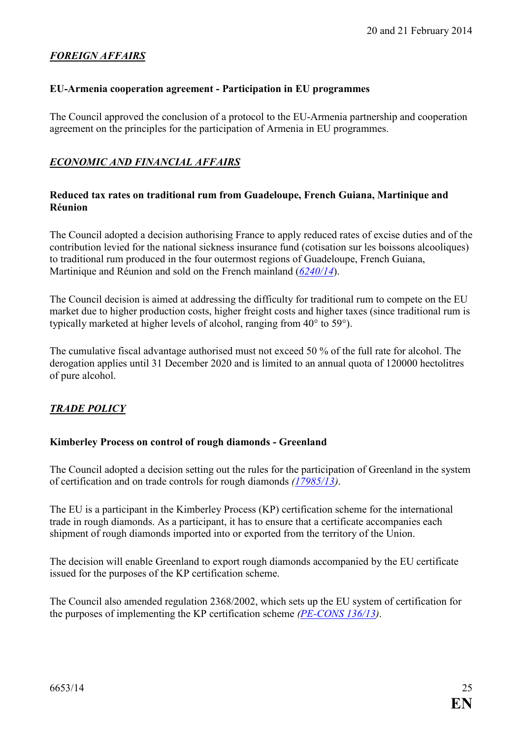*__FOREIGN AFFAIRS__*

**EU-Armenia cooperation agreement - Participation in EU programmes**

The Council approved the conclusion of a protocol to the EU-Armenia partnership and cooperation agreement on the principles for the participation of Armenia in EU programmes.

*__ECONOMIC AND FINANCIAL AFFAIRS__*

**Reduced tax rates on traditional rum from Guadeloupe, French Guiana, Martinique and Réunion**

The Council adopted a decision authorising France to apply reduced rates of excise duties and of the contribution levied for the national sickness insurance fund (cotisation sur les boissons alcooliques) to traditional rum produced in the four outermost regions of Guadeloupe, French Guiana, Martinique and Réunion and sold on the French mainland (*6240/14*).

The Council decision is aimed at addressing the difficulty for traditional rum to compete on the EU market due to higher production costs, higher freight costs and higher taxes (since traditional rum is typically marketed at higher levels of alcohol, ranging from 40° to 59°).

The cumulative fiscal advantage authorised must not exceed 50 % of the full rate for alcohol. The derogation applies until 31 December 2020 and is limited to an annual quota of 120000 hectolitres of pure alcohol.

*__TRADE POLICY__*

**Kimberley Process on control of rough diamonds - Greenland**

The Council adopted a decision setting out the rules for the participation of Greenland in the system of certification and on trade controls for rough diamonds *(17985/13)*.

The EU is a participant in the Kimberley Process (KP) certification scheme for the international trade in rough diamonds. As a participant, it has to ensure that a certificate accompanies each shipment of rough diamonds imported into or exported from the territory of the Union.

The decision will enable Greenland to export rough diamonds accompanied by the EU certificate issued for the purposes of the KP certification scheme.

The Council also amended regulation 2368/2002, which sets up the EU system of certification for the purposes of implementing the KP certification scheme *(PE-CONS 136/13)*.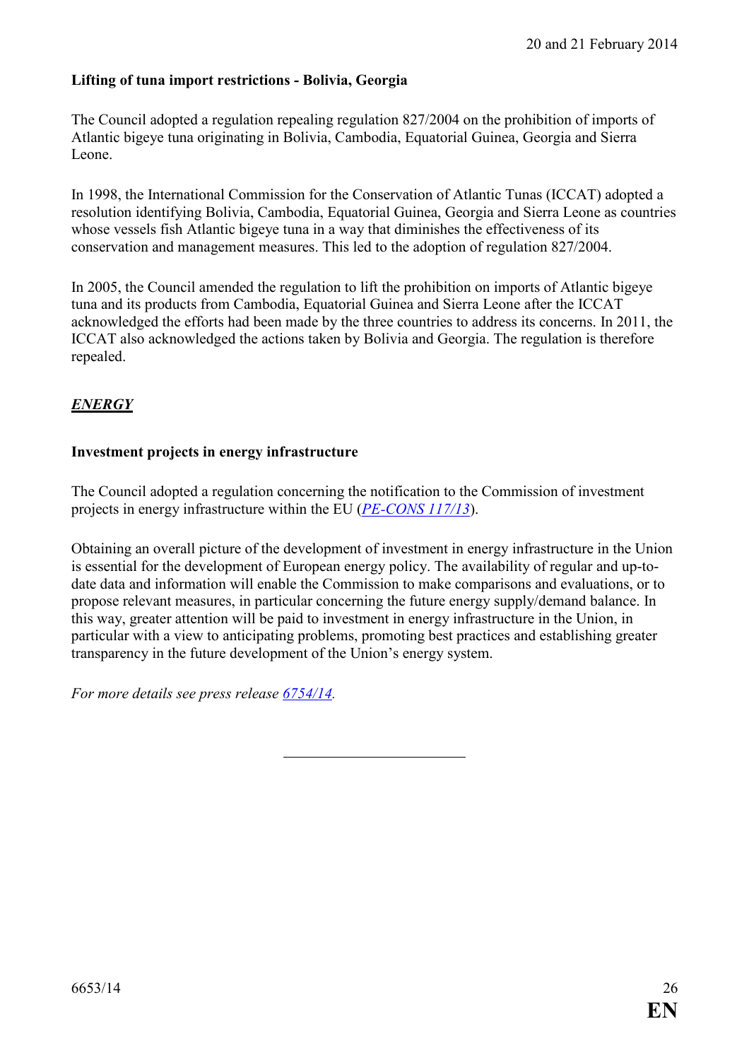**Lifting of tuna import restrictions - Bolivia, Georgia**

The Council adopted a regulation repealing regulation 827/2004 on the prohibition of imports of Atlantic bigeye tuna originating in Bolivia, Cambodia, Equatorial Guinea, Georgia and Sierra Leone.

In 1998, the International Commission for the Conservation of Atlantic Tunas (ICCAT) adopted a resolution identifying Bolivia, Cambodia, Equatorial Guinea, Georgia and Sierra Leone as countries whose vessels fish Atlantic bigeye tuna in a way that diminishes the effectiveness of its conservation and management measures. This led to the adoption of regulation 827/2004.

In 2005, the Council amended the regulation to lift the prohibition on imports of Atlantic bigeye tuna and its products from Cambodia, Equatorial Guinea and Sierra Leone after the ICCAT acknowledged the efforts had been made by the three countries to address its concerns. In 2011, the ICCAT also acknowledged the actions taken by Bolivia and Georgia. The regulation is therefore repealed.

## ***ENERGY***

**Investment projects in energy infrastructure**

The Council adopted a regulation concerning the notification to the Commission of investment projects in energy infrastructure within the EU (*PE-CONS 117/13*).

Obtaining an overall picture of the development of investment in energy infrastructure in the Union is essential for the development of European energy policy. The availability of regular and up-to-date data and information will enable the Commission to make comparisons and evaluations, or to propose relevant measures, in particular concerning the future energy supply/demand balance. In this way, greater attention will be paid to investment in energy infrastructure in the Union, in particular with a view to anticipating problems, promoting best practices and establishing greater transparency in the future development of the Union's energy system.

*For more details see press release 6754/14.*